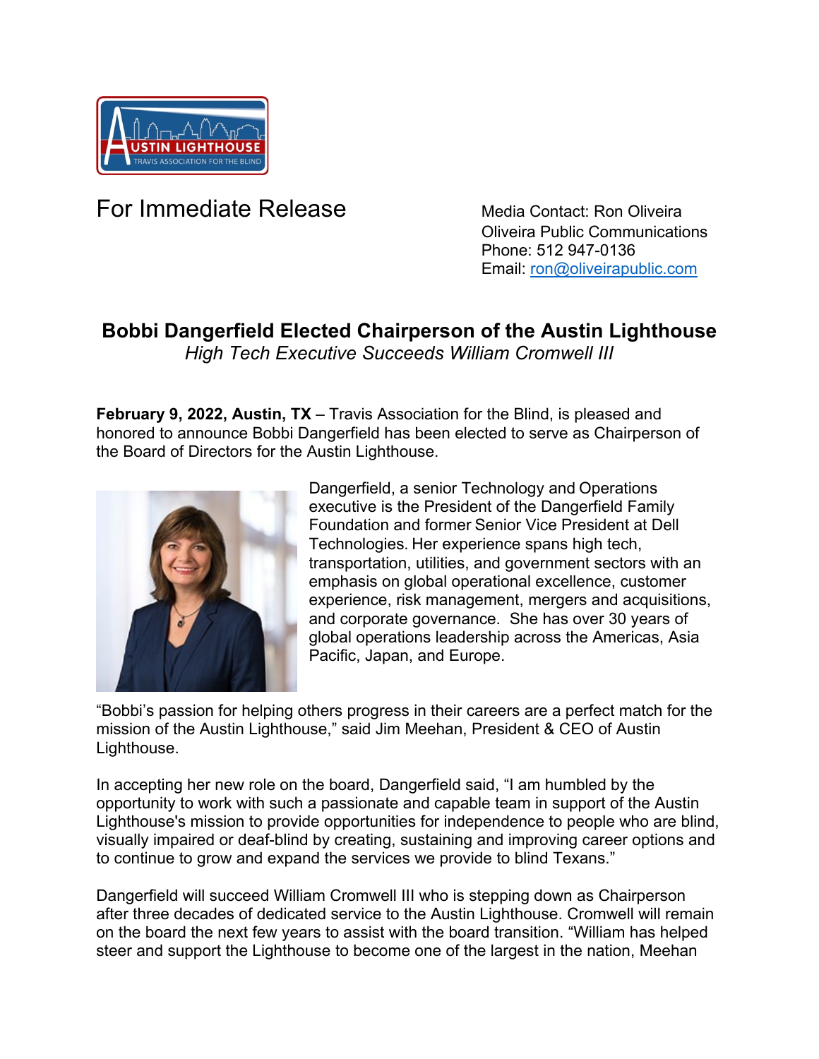For Immediate Release

Media Contact: Ron Oliveira
Oliveira Public Communications
Phone: 512 947-0136
Email: ron@oliveirapublic.com

# Bobbi Dangerfield Elected Chairperson of the Austin Lighthouse

*High Tech Executive Succeeds William Cromwell III*

**February 9, 2022, Austin, TX** – Travis Association for the Blind, is pleased and honored to announce Bobbi Dangerfield has been elected to serve as Chairperson of the Board of Directors for the Austin Lighthouse.

Dangerfield, a senior Technology and Operations executive is the President of the Dangerfield Family Foundation and former Senior Vice President at Dell Technologies. Her experience spans high tech, transportation, utilities, and government sectors with an emphasis on global operational excellence, customer experience, risk management, mergers and acquisitions, and corporate governance. She has over 30 years of global operations leadership across the Americas, Asia Pacific, Japan, and Europe.

"Bobbi's passion for helping others progress in their careers are a perfect match for the mission of the Austin Lighthouse," said Jim Meehan, President & CEO of Austin Lighthouse.

In accepting her new role on the board, Dangerfield said, "I am humbled by the opportunity to work with such a passionate and capable team in support of the Austin Lighthouse's mission to provide opportunities for independence to people who are blind, visually impaired or deaf-blind by creating, sustaining and improving career options and to continue to grow and expand the services we provide to blind Texans."

Dangerfield will succeed William Cromwell III who is stepping down as Chairperson after three decades of dedicated service to the Austin Lighthouse. Cromwell will remain on the board the next few years to assist with the board transition. "William has helped steer and support the Lighthouse to become one of the largest in the nation, Meehan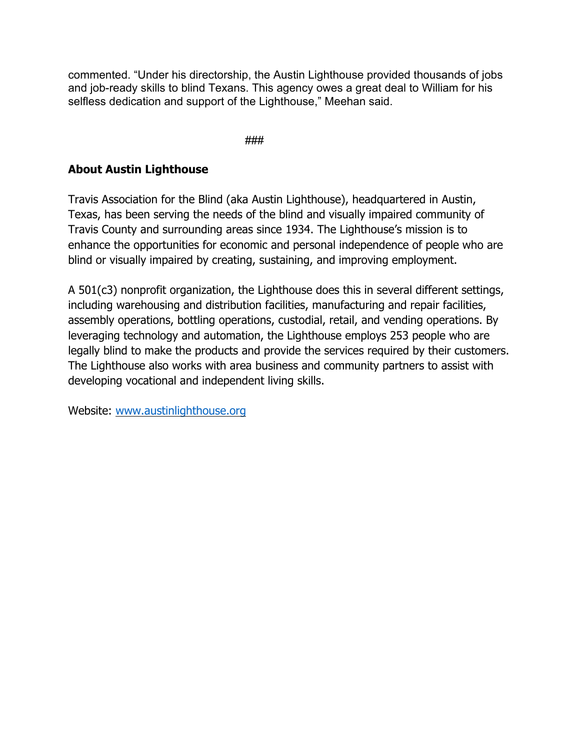commented. "Under his directorship, the Austin Lighthouse provided thousands of jobs and job-ready skills to blind Texans. This agency owes a great deal to William for his selfless dedication and support of the Lighthouse," Meehan said.

###

**About Austin Lighthouse**

Travis Association for the Blind (aka Austin Lighthouse), headquartered in Austin, Texas, has been serving the needs of the blind and visually impaired community of Travis County and surrounding areas since 1934. The Lighthouse's mission is to enhance the opportunities for economic and personal independence of people who are blind or visually impaired by creating, sustaining, and improving employment.

A 501(c3) nonprofit organization, the Lighthouse does this in several different settings, including warehousing and distribution facilities, manufacturing and repair facilities, assembly operations, bottling operations, custodial, retail, and vending operations. By leveraging technology and automation, the Lighthouse employs 253 people who are legally blind to make the products and provide the services required by their customers. The Lighthouse also works with area business and community partners to assist with developing vocational and independent living skills.

Website: [www.austinlighthouse.org](http://www.austinlighthouse.org)